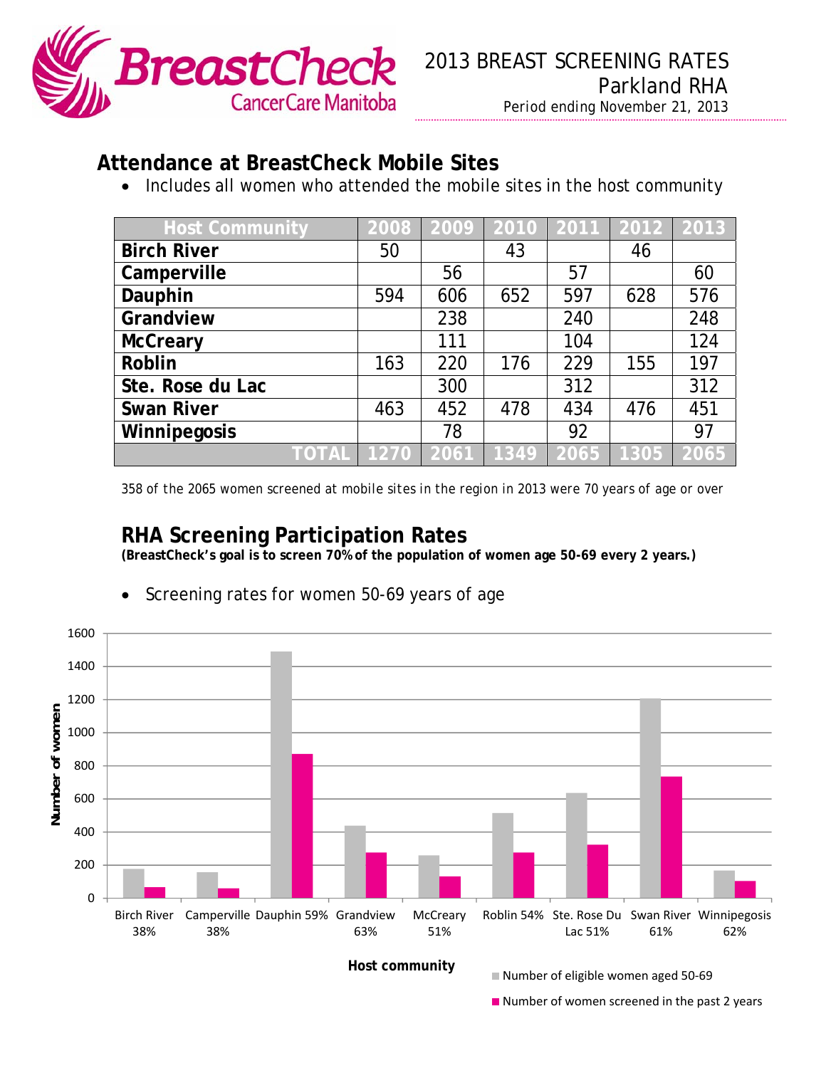BreastCheck CancerCare Manitoba

# 2013 BREAST SCREENING RATES
## Parkland RHA
Period ending November 21, 2013

## Attendance at BreastCheck Mobile Sites

- Includes all women who attended the mobile sites in the host community

| Host Community | 2008 | 2009 | 2010 | 2011 | 2012 | 2013 |
|---|---|---|---|---|---|---|
| Birch River | 50 | | 43 | | 46 | |
| Camperville | | 56 | | 57 | | 60 |
| Dauphin | 594 | 606 | 652 | 597 | 628 | 576 |
| Grandview | | 238 | | 240 | | 248 |
| McCreary | | 111 | | 104 | | 124 |
| Roblin | 163 | 220 | 176 | 229 | 155 | 197 |
| Ste. Rose du Lac | | 300 | | 312 | | 312 |
| Swan River | 463 | 452 | 478 | 434 | 476 | 451 |
| Winnipegosis | | 78 | | 92 | | 97 |
| TOTAL | 1270 | 2061 | 1349 | 2065 | 1305 | 2065 |

358 of the 2065 women screened at mobile sites in the region in 2013 were 70 years of age or over

## RHA Screening Participation Rates

**(BreastCheck's goal is to screen 70% of the population of women age 50-69 every 2 years.)**

- Screening rates for women 50-69 years of age

Chart: Number of women by Host community (eligible women aged 50-69 vs. women screened in the past 2 years)

| Host community | Rate |
|---|---|
| Birch River | 38% |
| Camperville | 38% |
| Dauphin | 59% |
| Grandview | 63% |
| McCreary | 51% |
| Roblin | 54% |
| Ste. Rose Du Lac | 51% |
| Swan River | 61% |
| Winnipegosis | 62% |

Legend: Number of eligible women aged 50-69; Number of women screened in the past 2 years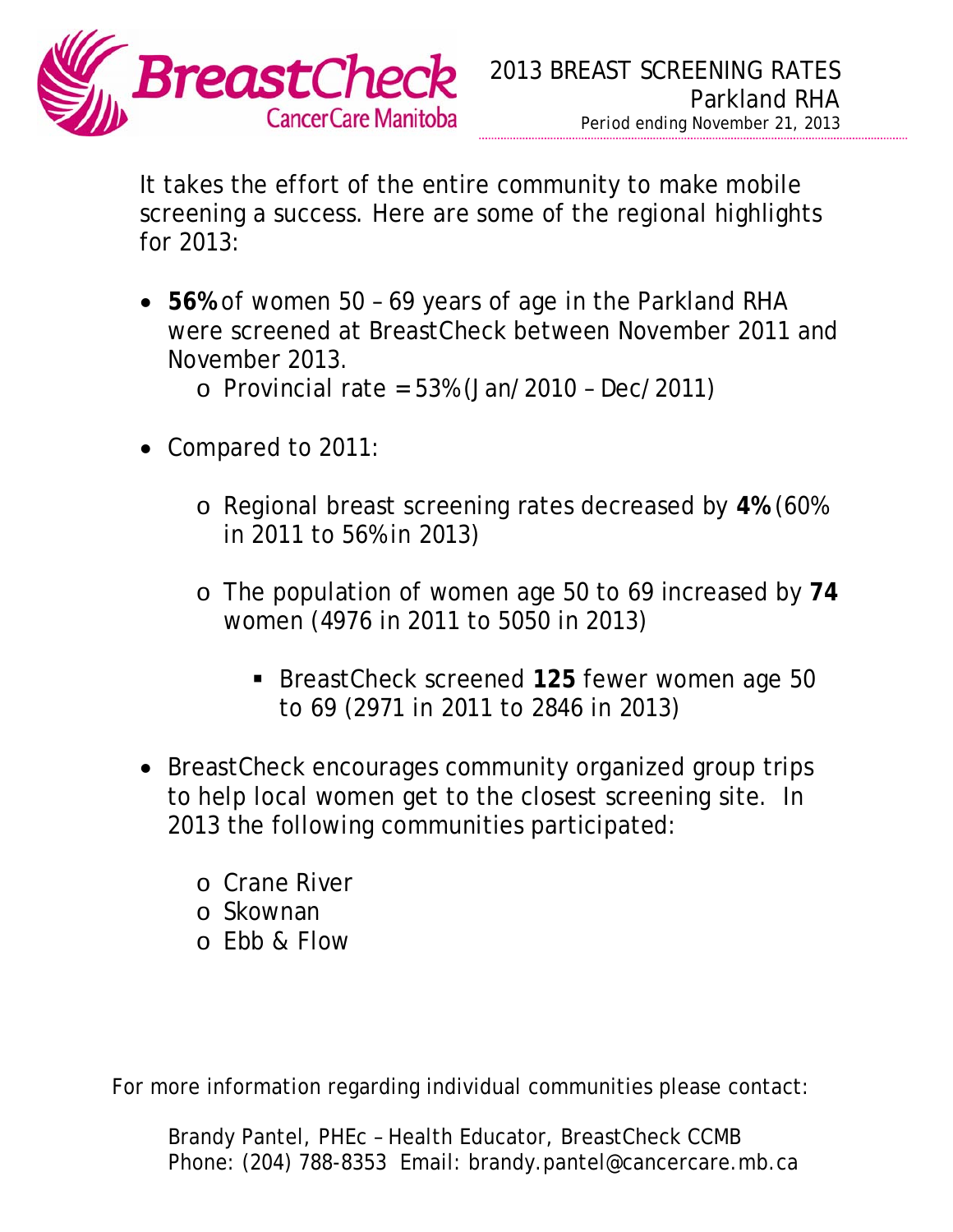BreastCheck
CancerCare Manitoba

# 2013 BREAST SCREENING RATES
## Parkland RHA
*Period ending November 21, 2013*

It takes the effort of the entire community to make mobile screening a success. Here are some of the regional highlights for 2013:

- **56%** of women 50 – 69 years of age in the Parkland RHA were screened at BreastCheck between November 2011 and November 2013.
  - Provincial rate = 53% (Jan/2010 – Dec/2011)

- Compared to 2011:
  - Regional breast screening rates decreased by **4%** (60% in 2011 to 56% in 2013)
  - The population of women age 50 to 69 increased by **74** women (4976 in 2011 to 5050 in 2013)
    - BreastCheck screened **125** fewer women age 50 to 69 (2971 in 2011 to 2846 in 2013)

- BreastCheck encourages community organized group trips to help local women get to the closest screening site. In 2013 the following communities participated:
  - Crane River
  - Skownan
  - Ebb & Flow

For more information regarding individual communities please contact:

Brandy Pantel, PHEc – Health Educator, BreastCheck CCMB
Phone: (204) 788-8353 Email: brandy.pantel@cancercare.mb.ca